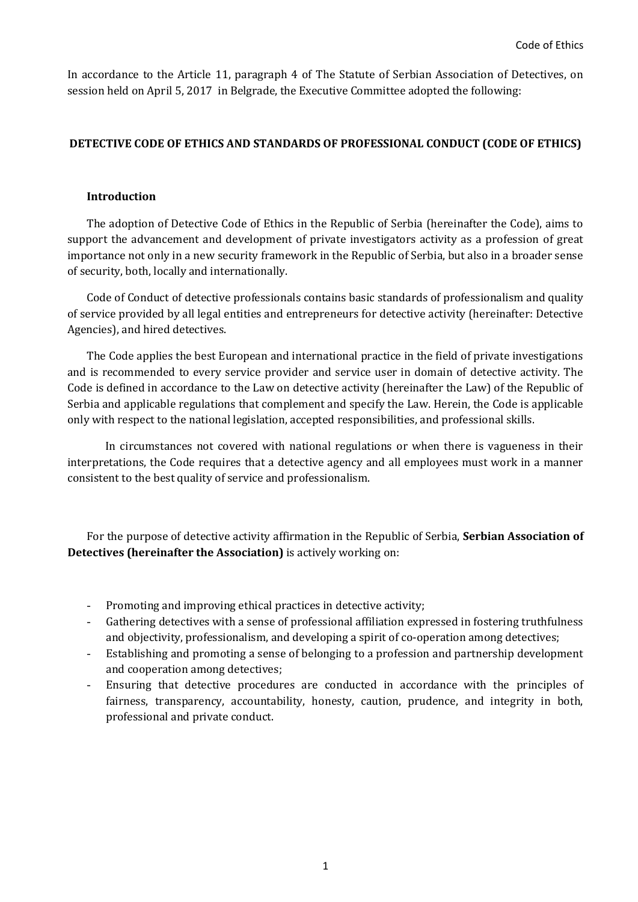In accordance to the Article 11, paragraph 4 of The Statute of Serbian Association of Detectives, on session held on April 5, 2017 in Belgrade, the Executive Committee adopted the following:

# DETECTIVE CODE OF ETHICS AND STANDARDS OF PROFESSIONAL CONDUCT (CODE OF ETHICS)

## Introduction

The adoption of Detective Code of Ethics in the Republic of Serbia (hereinafter the Code), aims to support the advancement and development of private investigators activity as a profession of great importance not only in a new security framework in the Republic of Serbia, but also in a broader sense of security, both, locally and internationally.

Code of Conduct of detective professionals contains basic standards of professionalism and quality of service provided by all legal entities and entrepreneurs for detective activity (hereinafter: Detective Agencies), and hired detectives.

The Code applies the best European and international practice in the field of private investigations and is recommended to every service provider and service user in domain of detective activity. The Code is defined in accordance to the Law on detective activity (hereinafter the Law) of the Republic of Serbia and applicable regulations that complement and specify the Law. Herein, the Code is applicable only with respect to the national legislation, accepted responsibilities, and professional skills.

In circumstances not covered with national regulations or when there is vagueness in their interpretations, the Code requires that a detective agency and all employees must work in a manner consistent to the best quality of service and professionalism.

For the purpose of detective activity affirmation in the Republic of Serbia, **Serbian Association of Detectives (hereinafter the Association)** is actively working on:

- Promoting and improving ethical practices in detective activity;
- Gathering detectives with a sense of professional affiliation expressed in fostering truthfulness and objectivity, professionalism, and developing a spirit of co-operation among detectives;
- Establishing and promoting a sense of belonging to a profession and partnership development and cooperation among detectives;
- Ensuring that detective procedures are conducted in accordance with the principles of fairness, transparency, accountability, honesty, caution, prudence, and integrity in both, professional and private conduct.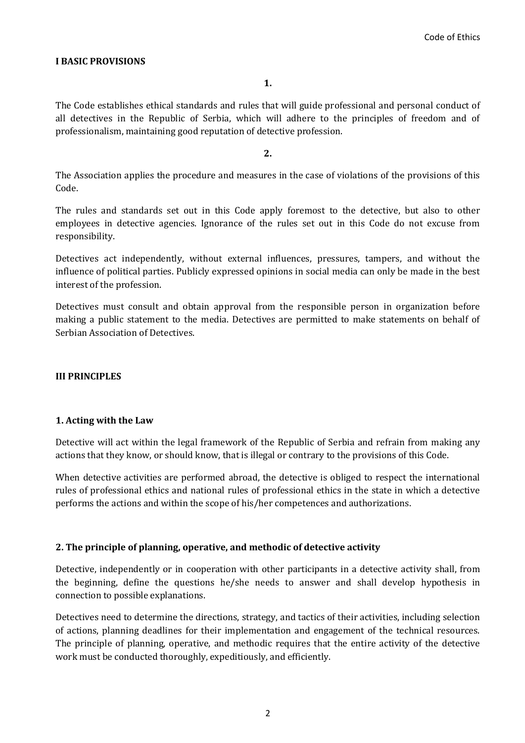## I BASIC PROVISIONS

**1.**

The Code establishes ethical standards and rules that will guide professional and personal conduct of all detectives in the Republic of Serbia, which will adhere to the principles of freedom and of professionalism, maintaining good reputation of detective profession.

**2.**

The Association applies the procedure and measures in the case of violations of the provisions of this Code.

The rules and standards set out in this Code apply foremost to the detective, but also to other employees in detective agencies. Ignorance of the rules set out in this Code do not excuse from responsibility.

Detectives act independently, without external influences, pressures, tampers, and without the influence of political parties. Publicly expressed opinions in social media can only be made in the best interest of the profession.

Detectives must consult and obtain approval from the responsible person in organization before making a public statement to the media. Detectives are permitted to make statements on behalf of Serbian Association of Detectives.

## III PRINCIPLES

### 1. Acting with the Law

Detective will act within the legal framework of the Republic of Serbia and refrain from making any actions that they know, or should know, that is illegal or contrary to the provisions of this Code.

When detective activities are performed abroad, the detective is obliged to respect the international rules of professional ethics and national rules of professional ethics in the state in which a detective performs the actions and within the scope of his/her competences and authorizations.

### 2. The principle of planning, operative, and methodic of detective activity

Detective, independently or in cooperation with other participants in a detective activity shall, from the beginning, define the questions he/she needs to answer and shall develop hypothesis in connection to possible explanations.

Detectives need to determine the directions, strategy, and tactics of their activities, including selection of actions, planning deadlines for their implementation and engagement of the technical resources. The principle of planning, operative, and methodic requires that the entire activity of the detective work must be conducted thoroughly, expeditiously, and efficiently.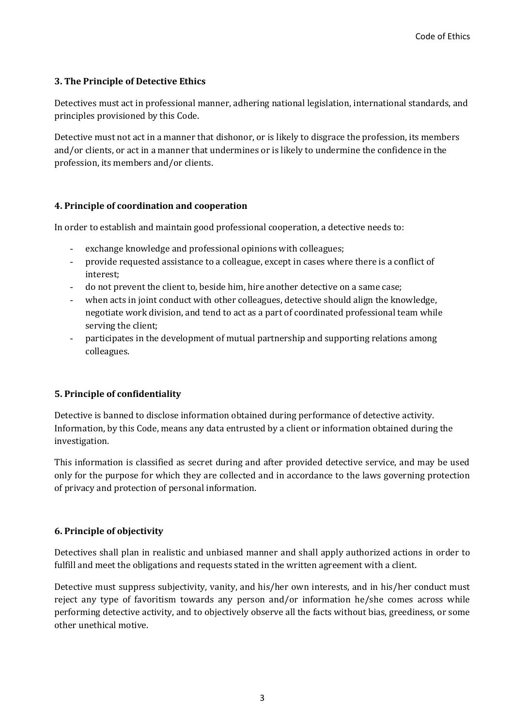### 3. The Principle of Detective Ethics

Detectives must act in professional manner, adhering national legislation, international standards, and principles provisioned by this Code.

Detective must not act in a manner that dishonor, or is likely to disgrace the profession, its members and/or clients, or act in a manner that undermines or is likely to undermine the confidence in the profession, its members and/or clients.

### 4. Principle of coordination and cooperation

In order to establish and maintain good professional cooperation, a detective needs to:

- exchange knowledge and professional opinions with colleagues;
- provide requested assistance to a colleague, except in cases where there is a conflict of interest;
- do not prevent the client to, beside him, hire another detective on a same case;
- when acts in joint conduct with other colleagues, detective should align the knowledge, negotiate work division, and tend to act as a part of coordinated professional team while serving the client;
- participates in the development of mutual partnership and supporting relations among colleagues.

### 5. Principle of confidentiality

Detective is banned to disclose information obtained during performance of detective activity. Information, by this Code, means any data entrusted by a client or information obtained during the investigation.

This information is classified as secret during and after provided detective service, and may be used only for the purpose for which they are collected and in accordance to the laws governing protection of privacy and protection of personal information.

### 6. Principle of objectivity

Detectives shall plan in realistic and unbiased manner and shall apply authorized actions in order to fulfill and meet the obligations and requests stated in the written agreement with a client.

Detective must suppress subjectivity, vanity, and his/her own interests, and in his/her conduct must reject any type of favoritism towards any person and/or information he/she comes across while performing detective activity, and to objectively observe all the facts without bias, greediness, or some other unethical motive.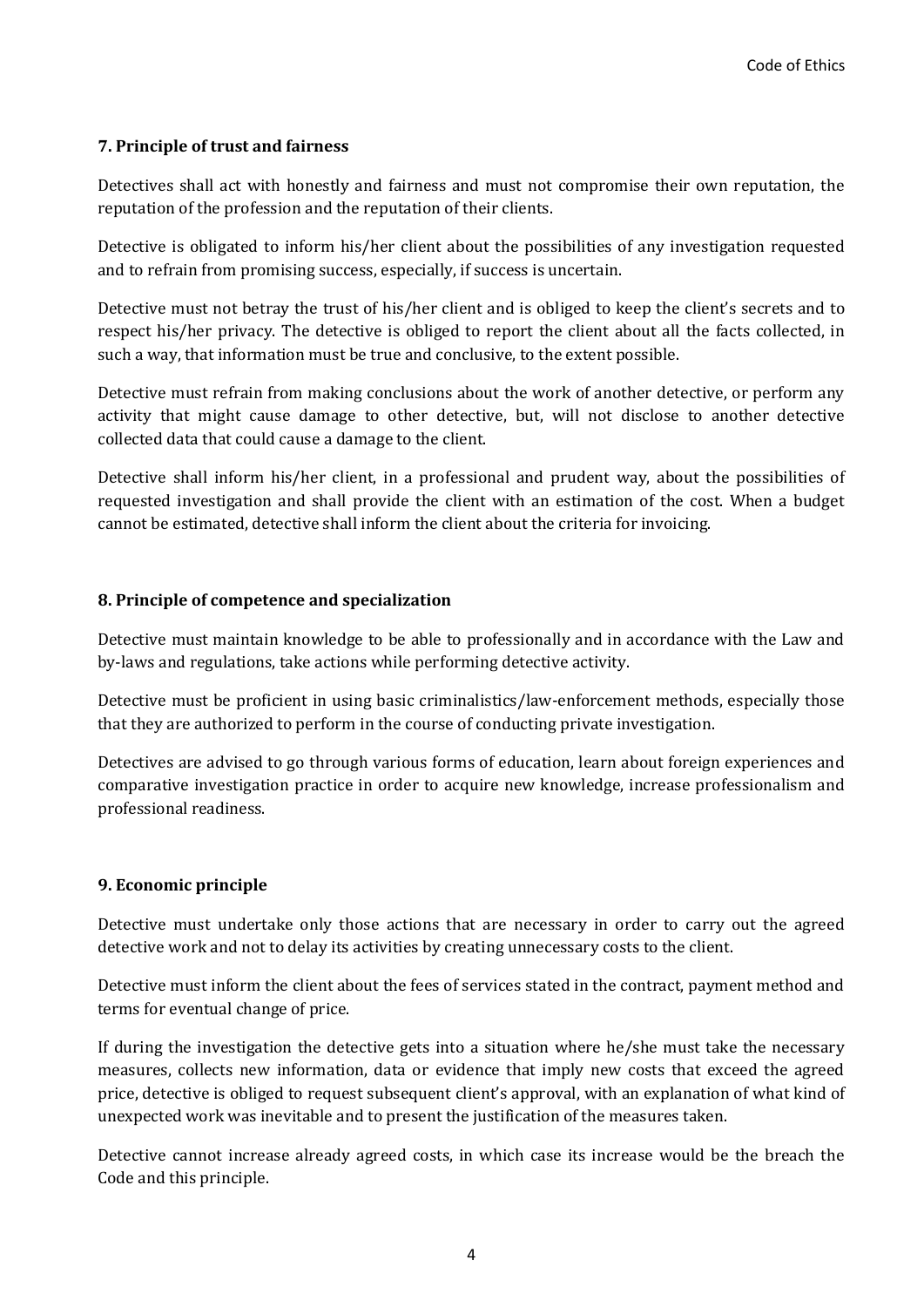### 7. Principle of trust and fairness

Detectives shall act with honestly and fairness and must not compromise their own reputation, the reputation of the profession and the reputation of their clients.

Detective is obligated to inform his/her client about the possibilities of any investigation requested and to refrain from promising success, especially, if success is uncertain.

Detective must not betray the trust of his/her client and is obliged to keep the client's secrets and to respect his/her privacy. The detective is obliged to report the client about all the facts collected, in such a way, that information must be true and conclusive, to the extent possible.

Detective must refrain from making conclusions about the work of another detective, or perform any activity that might cause damage to other detective, but, will not disclose to another detective collected data that could cause a damage to the client.

Detective shall inform his/her client, in a professional and prudent way, about the possibilities of requested investigation and shall provide the client with an estimation of the cost. When a budget cannot be estimated, detective shall inform the client about the criteria for invoicing.

### 8. Principle of competence and specialization

Detective must maintain knowledge to be able to professionally and in accordance with the Law and by-laws and regulations, take actions while performing detective activity.

Detective must be proficient in using basic criminalistics/law-enforcement methods, especially those that they are authorized to perform in the course of conducting private investigation.

Detectives are advised to go through various forms of education, learn about foreign experiences and comparative investigation practice in order to acquire new knowledge, increase professionalism and professional readiness.

### 9. Economic principle

Detective must undertake only those actions that are necessary in order to carry out the agreed detective work and not to delay its activities by creating unnecessary costs to the client.

Detective must inform the client about the fees of services stated in the contract, payment method and terms for eventual change of price.

If during the investigation the detective gets into a situation where he/she must take the necessary measures, collects new information, data or evidence that imply new costs that exceed the agreed price, detective is obliged to request subsequent client's approval, with an explanation of what kind of unexpected work was inevitable and to present the justification of the measures taken.

Detective cannot increase already agreed costs, in which case its increase would be the breach the Code and this principle.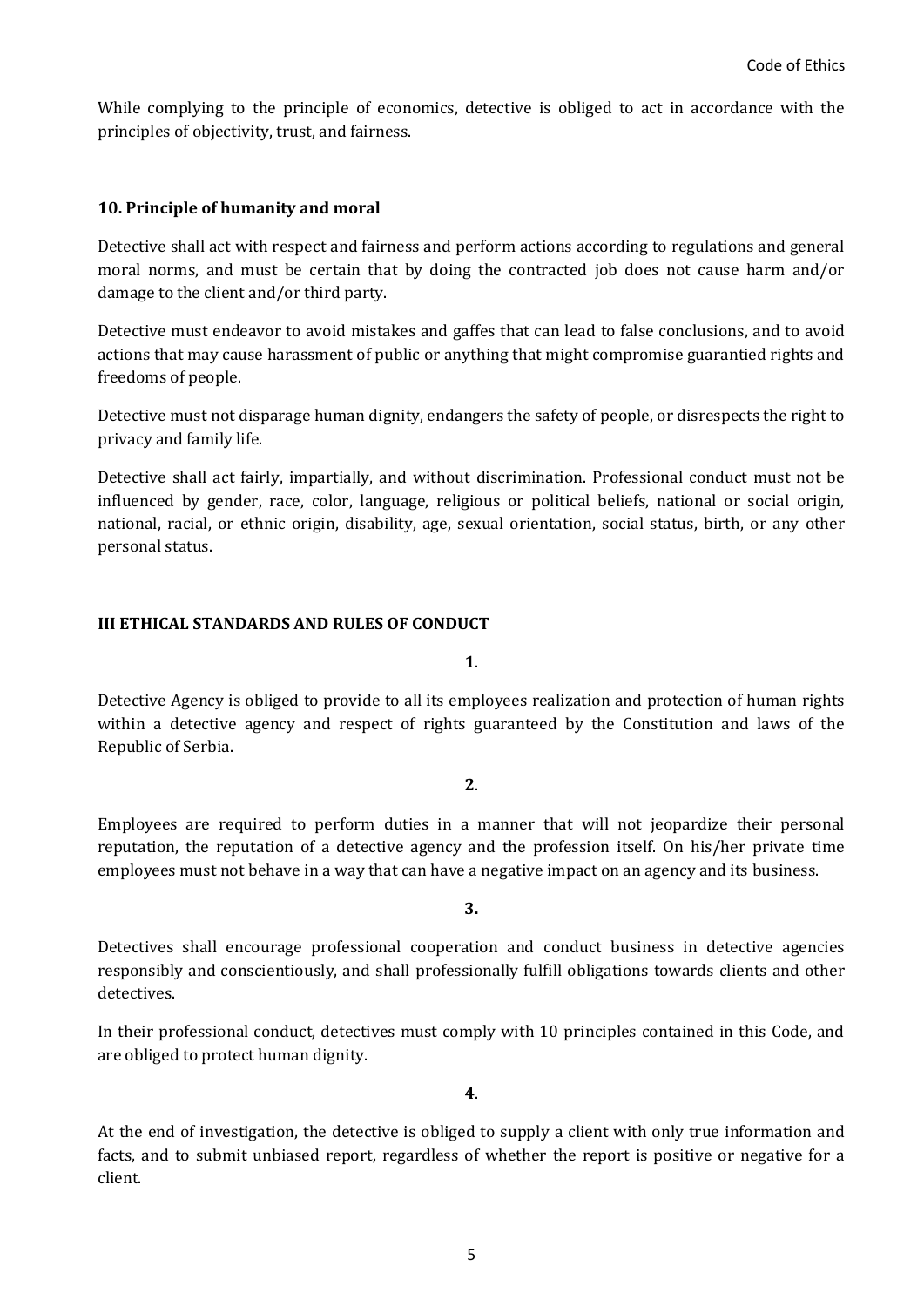While complying to the principle of economics, detective is obliged to act in accordance with the principles of objectivity, trust, and fairness.

### 10. Principle of humanity and moral

Detective shall act with respect and fairness and perform actions according to regulations and general moral norms, and must be certain that by doing the contracted job does not cause harm and/or damage to the client and/or third party.

Detective must endeavor to avoid mistakes and gaffes that can lead to false conclusions, and to avoid actions that may cause harassment of public or anything that might compromise guarantied rights and freedoms of people.

Detective must not disparage human dignity, endangers the safety of people, or disrespects the right to privacy and family life.

Detective shall act fairly, impartially, and without discrimination. Professional conduct must not be influenced by gender, race, color, language, religious or political beliefs, national or social origin, national, racial, or ethnic origin, disability, age, sexual orientation, social status, birth, or any other personal status.

## III ETHICAL STANDARDS AND RULES OF CONDUCT

**1**.

Detective Agency is obliged to provide to all its employees realization and protection of human rights within a detective agency and respect of rights guaranteed by the Constitution and laws of the Republic of Serbia.

**2**.

Employees are required to perform duties in a manner that will not jeopardize their personal reputation, the reputation of a detective agency and the profession itself. On his/her private time employees must not behave in a way that can have a negative impact on an agency and its business.

**3.**

Detectives shall encourage professional cooperation and conduct business in detective agencies responsibly and conscientiously, and shall professionally fulfill obligations towards clients and other detectives.

In their professional conduct, detectives must comply with 10 principles contained in this Code, and are obliged to protect human dignity.

**4**.

At the end of investigation, the detective is obliged to supply a client with only true information and facts, and to submit unbiased report, regardless of whether the report is positive or negative for a client.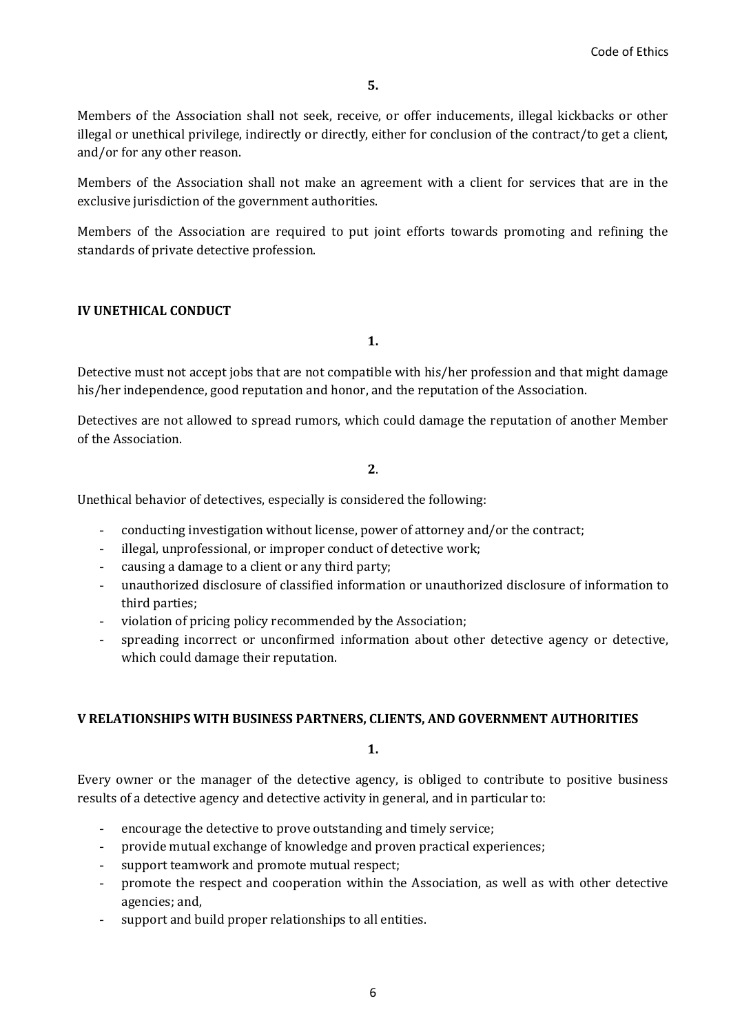**5.**

Members of the Association shall not seek, receive, or offer inducements, illegal kickbacks or other illegal or unethical privilege, indirectly or directly, either for conclusion of the contract/to get a client, and/or for any other reason.

Members of the Association shall not make an agreement with a client for services that are in the exclusive jurisdiction of the government authorities.

Members of the Association are required to put joint efforts towards promoting and refining the standards of private detective profession.

## IV UNETHICAL CONDUCT

**1.**

Detective must not accept jobs that are not compatible with his/her profession and that might damage his/her independence, good reputation and honor, and the reputation of the Association.

Detectives are not allowed to spread rumors, which could damage the reputation of another Member of the Association.

**2**.

Unethical behavior of detectives, especially is considered the following:

- conducting investigation without license, power of attorney and/or the contract;
- illegal, unprofessional, or improper conduct of detective work;
- causing a damage to a client or any third party;
- unauthorized disclosure of classified information or unauthorized disclosure of information to third parties;
- violation of pricing policy recommended by the Association;
- spreading incorrect or unconfirmed information about other detective agency or detective, which could damage their reputation.

## V RELATIONSHIPS WITH BUSINESS PARTNERS, CLIENTS, AND GOVERNMENT AUTHORITIES

**1.**

Every owner or the manager of the detective agency, is obliged to contribute to positive business results of a detective agency and detective activity in general, and in particular to:

- encourage the detective to prove outstanding and timely service;
- provide mutual exchange of knowledge and proven practical experiences;
- support teamwork and promote mutual respect;
- promote the respect and cooperation within the Association, as well as with other detective agencies; and,
- support and build proper relationships to all entities.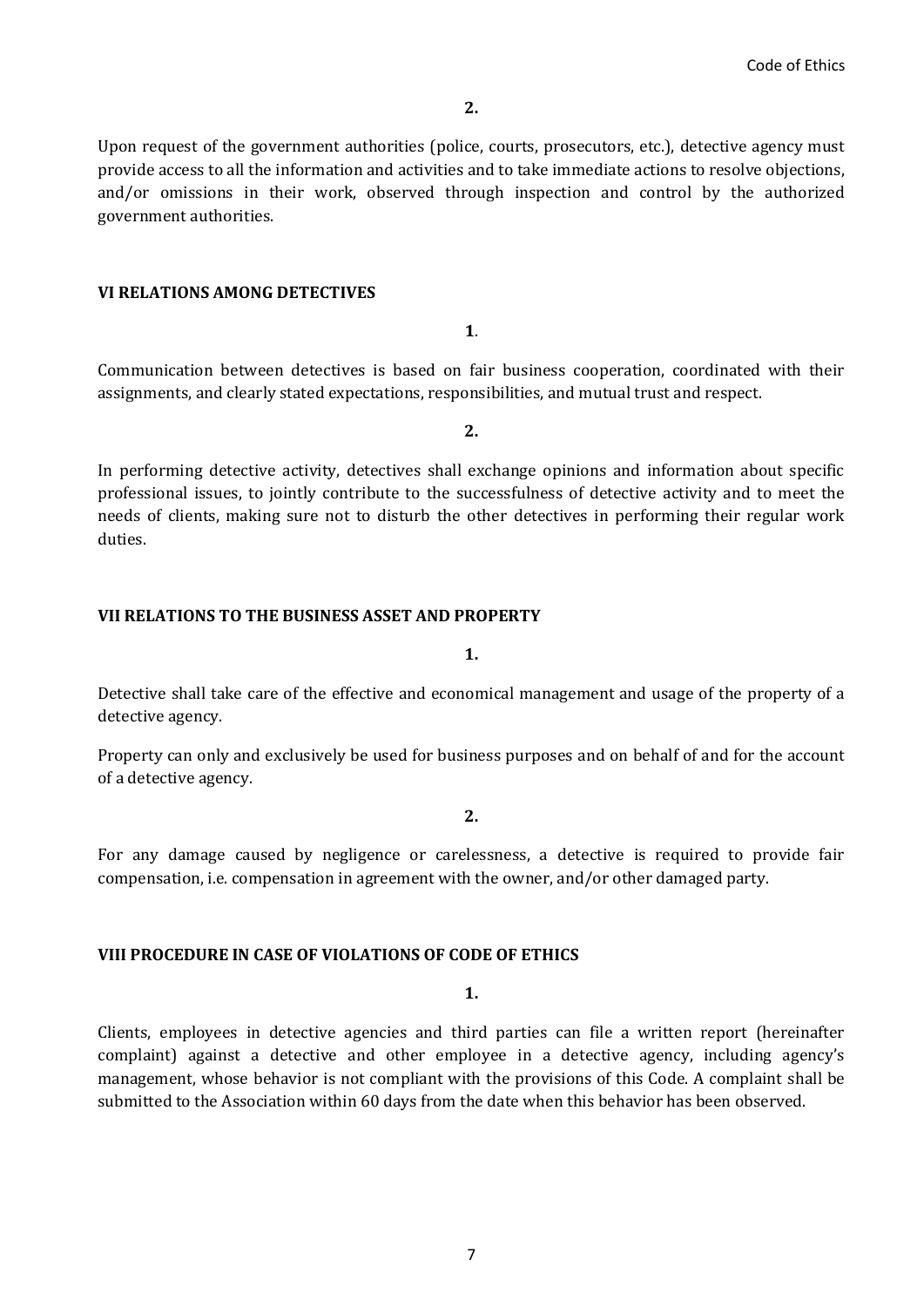**2.**

Upon request of the government authorities (police, courts, prosecutors, etc.), detective agency must provide access to all the information and activities and to take immediate actions to resolve objections, and/or omissions in their work, observed through inspection and control by the authorized government authorities.

## VI RELATIONS AMONG DETECTIVES

**1**.

Communication between detectives is based on fair business cooperation, coordinated with their assignments, and clearly stated expectations, responsibilities, and mutual trust and respect.

**2.**

In performing detective activity, detectives shall exchange opinions and information about specific professional issues, to jointly contribute to the successfulness of detective activity and to meet the needs of clients, making sure not to disturb the other detectives in performing their regular work duties.

## VII RELATIONS TO THE BUSINESS ASSET AND PROPERTY

**1.**

Detective shall take care of the effective and economical management and usage of the property of a detective agency.

Property can only and exclusively be used for business purposes and on behalf of and for the account of a detective agency.

**2.**

For any damage caused by negligence or carelessness, a detective is required to provide fair compensation, i.e. compensation in agreement with the owner, and/or other damaged party.

## VIII PROCEDURE IN CASE OF VIOLATIONS OF CODE OF ETHICS

**1.**

Clients, employees in detective agencies and third parties can file a written report (hereinafter complaint) against a detective and other employee in a detective agency, including agency's management, whose behavior is not compliant with the provisions of this Code. A complaint shall be submitted to the Association within 60 days from the date when this behavior has been observed.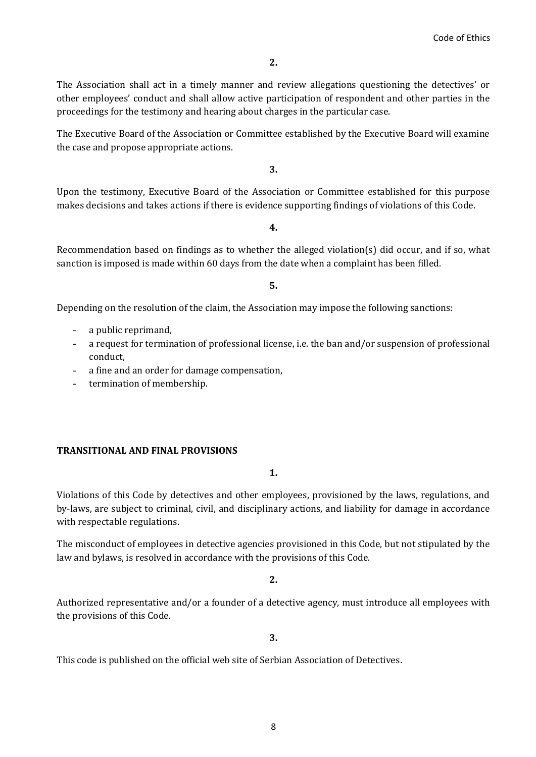**2.**

The Association shall act in a timely manner and review allegations questioning the detectives' or other employees' conduct and shall allow active participation of respondent and other parties in the proceedings for the testimony and hearing about charges in the particular case.

The Executive Board of the Association or Committee established by the Executive Board will examine the case and propose appropriate actions.

**3.**

Upon the testimony, Executive Board of the Association or Committee established for this purpose makes decisions and takes actions if there is evidence supporting findings of violations of this Code.

**4.**

Recommendation based on findings as to whether the alleged violation(s) did occur, and if so, what sanction is imposed is made within 60 days from the date when a complaint has been filled.

**5.**

Depending on the resolution of the claim, the Association may impose the following sanctions:

- a public reprimand,
- a request for termination of professional license, i.e. the ban and/or suspension of professional conduct,
- a fine and an order for damage compensation,
- termination of membership.

## TRANSITIONAL AND FINAL PROVISIONS

**1.**

Violations of this Code by detectives and other employees, provisioned by the laws, regulations, and by-laws, are subject to criminal, civil, and disciplinary actions, and liability for damage in accordance with respectable regulations.

The misconduct of employees in detective agencies provisioned in this Code, but not stipulated by the law and bylaws, is resolved in accordance with the provisions of this Code.

**2.**

Authorized representative and/or a founder of a detective agency, must introduce all employees with the provisions of this Code.

**3.**

This code is published on the official web site of Serbian Association of Detectives.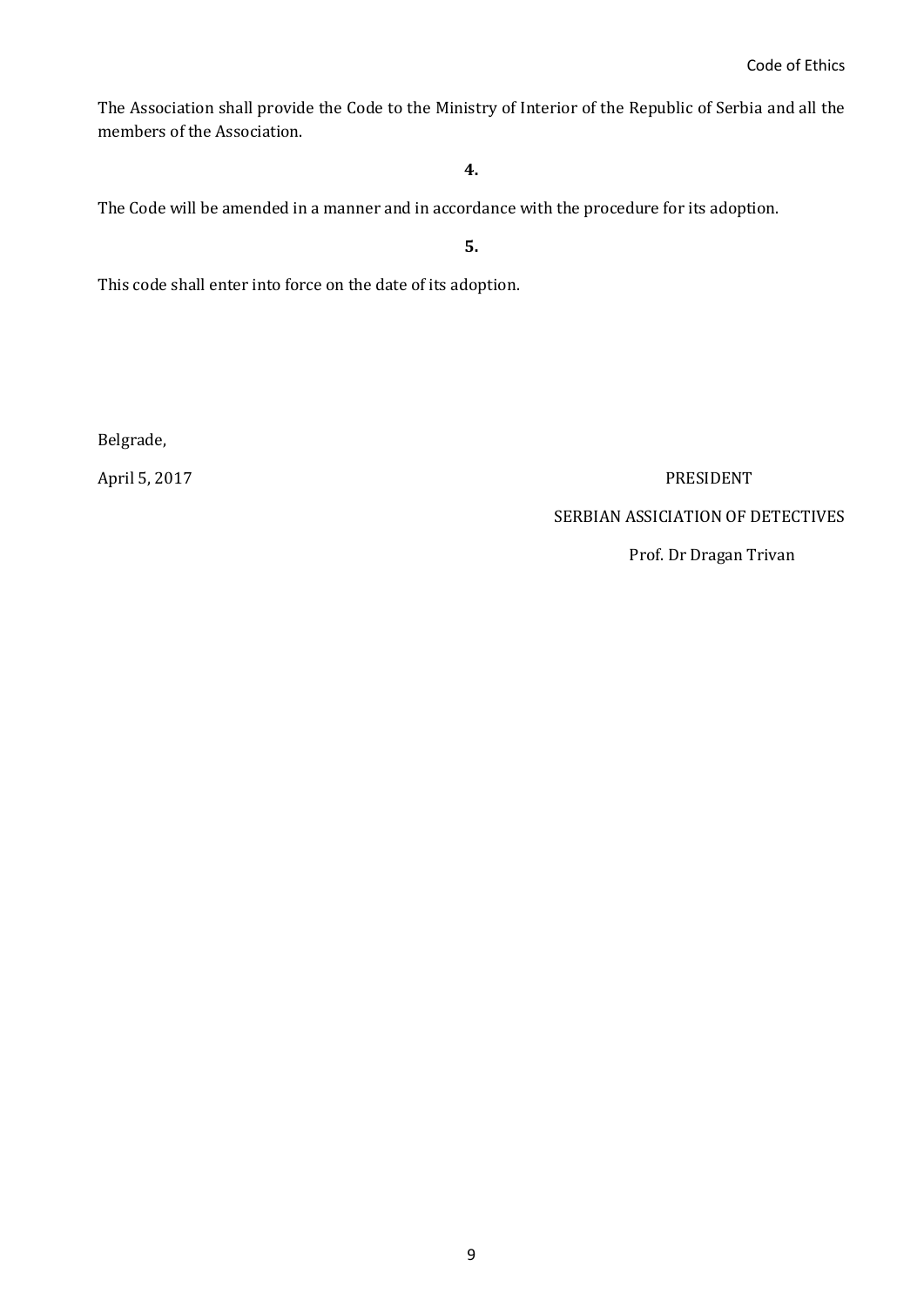The Association shall provide the Code to the Ministry of Interior of the Republic of Serbia and all the members of the Association.

**4.**

The Code will be amended in a manner and in accordance with the procedure for its adoption.

**5.**

This code shall enter into force on the date of its adoption.

Belgrade,

April 5, 2017

PRESIDENT

SERBIAN ASSICIATION OF DETECTIVES

Prof. Dr Dragan Trivan